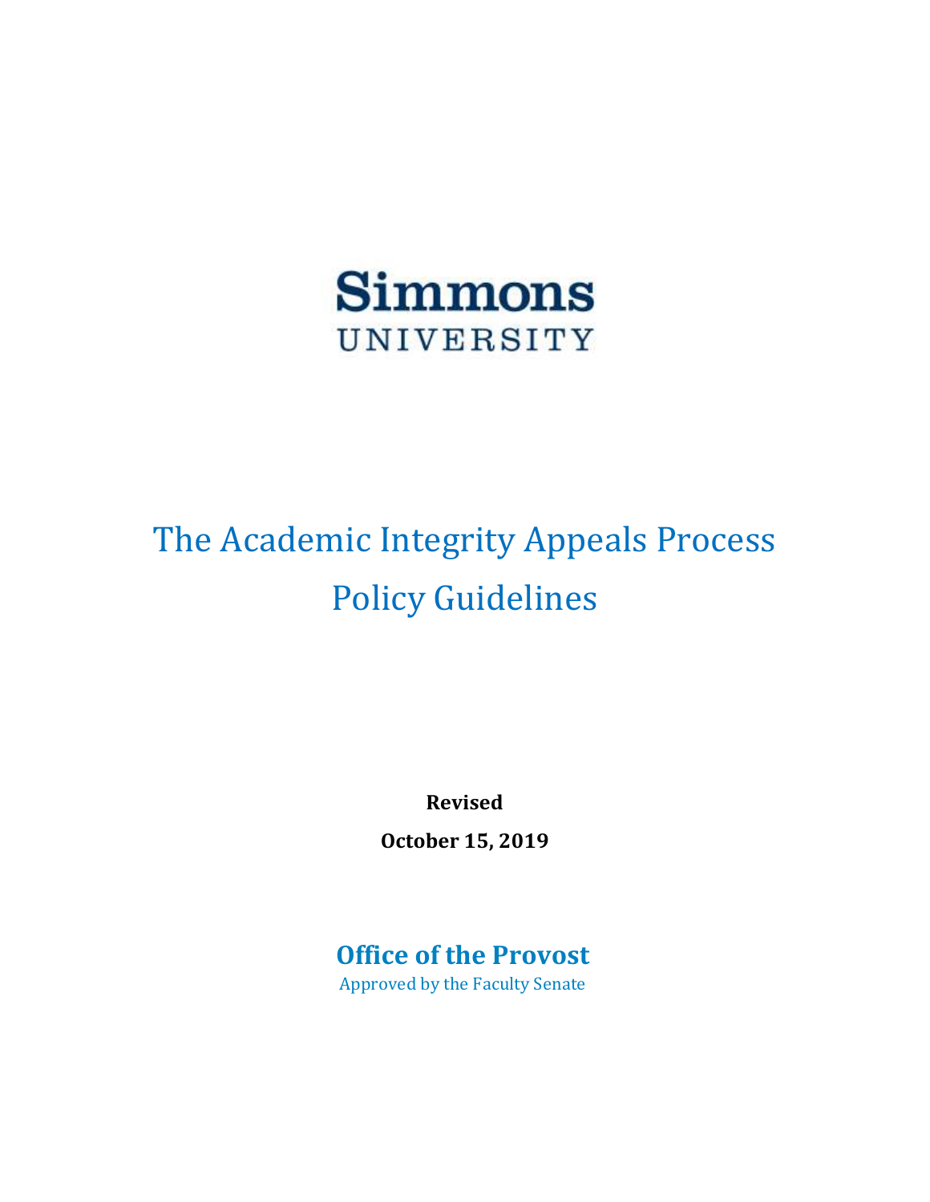Simmons
UNIVERSITY

# The Academic Integrity Appeals Process Policy Guidelines

**Revised**

**October 15, 2019**

**Office of the Provost**

Approved by the Faculty Senate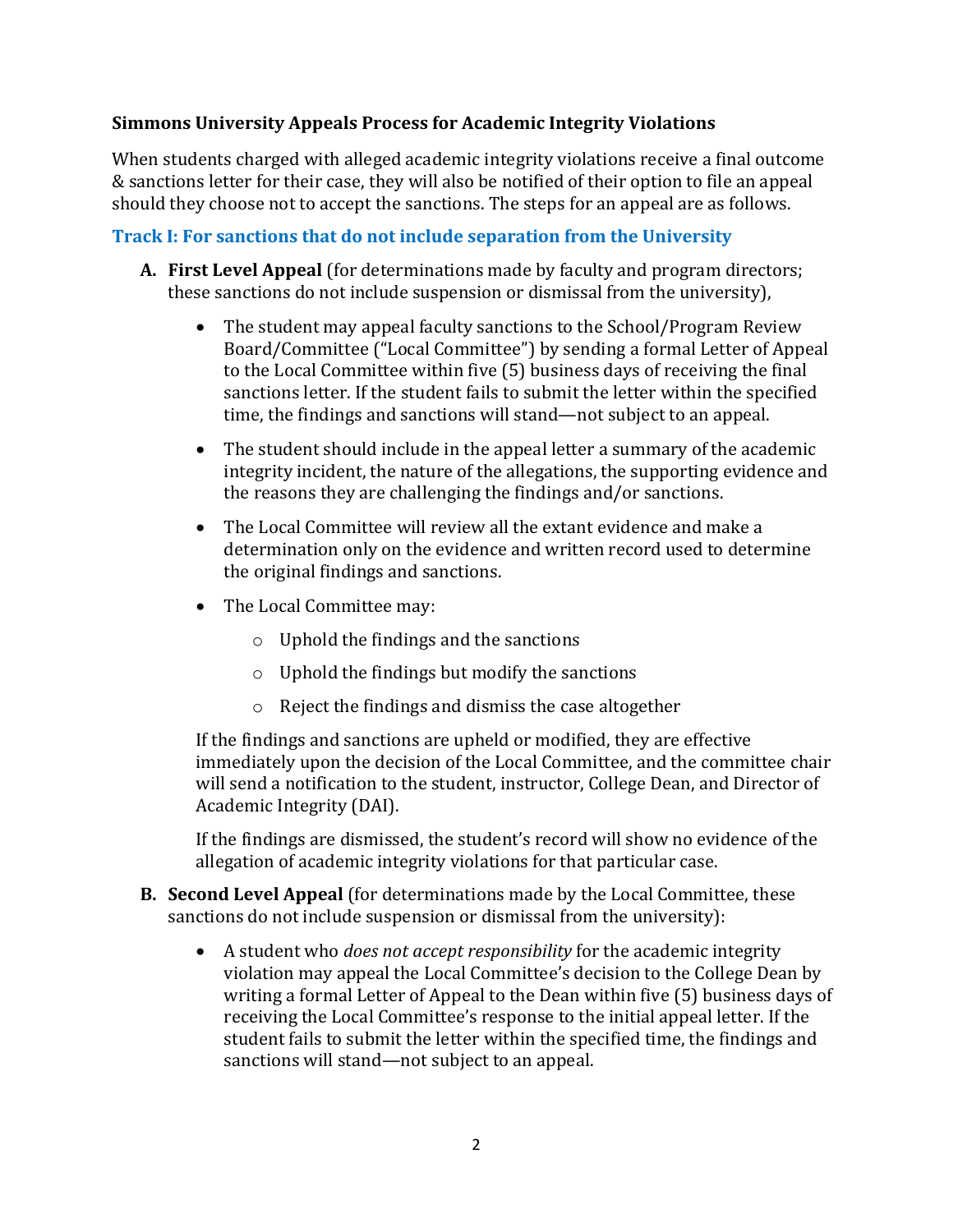**Simmons University Appeals Process for Academic Integrity Violations**

When students charged with alleged academic integrity violations receive a final outcome & sanctions letter for their case, they will also be notified of their option to file an appeal should they choose not to accept the sanctions. The steps for an appeal are as follows.

### Track I: For sanctions that do not include separation from the University

**A. First Level Appeal** (for determinations made by faculty and program directors; these sanctions do not include suspension or dismissal from the university),

- The student may appeal faculty sanctions to the School/Program Review Board/Committee ("Local Committee") by sending a formal Letter of Appeal to the Local Committee within five (5) business days of receiving the final sanctions letter. If the student fails to submit the letter within the specified time, the findings and sanctions will stand—not subject to an appeal.
- The student should include in the appeal letter a summary of the academic integrity incident, the nature of the allegations, the supporting evidence and the reasons they are challenging the findings and/or sanctions.
- The Local Committee will review all the extant evidence and make a determination only on the evidence and written record used to determine the original findings and sanctions.
- The Local Committee may:
  - Uphold the findings and the sanctions
  - Uphold the findings but modify the sanctions
  - Reject the findings and dismiss the case altogether

  If the findings and sanctions are upheld or modified, they are effective immediately upon the decision of the Local Committee, and the committee chair will send a notification to the student, instructor, College Dean, and Director of Academic Integrity (DAI).

  If the findings are dismissed, the student's record will show no evidence of the allegation of academic integrity violations for that particular case.

**B. Second Level Appeal** (for determinations made by the Local Committee, these sanctions do not include suspension or dismissal from the university):

- A student who *does not accept responsibility* for the academic integrity violation may appeal the Local Committee's decision to the College Dean by writing a formal Letter of Appeal to the Dean within five (5) business days of receiving the Local Committee's response to the initial appeal letter. If the student fails to submit the letter within the specified time, the findings and sanctions will stand—not subject to an appeal.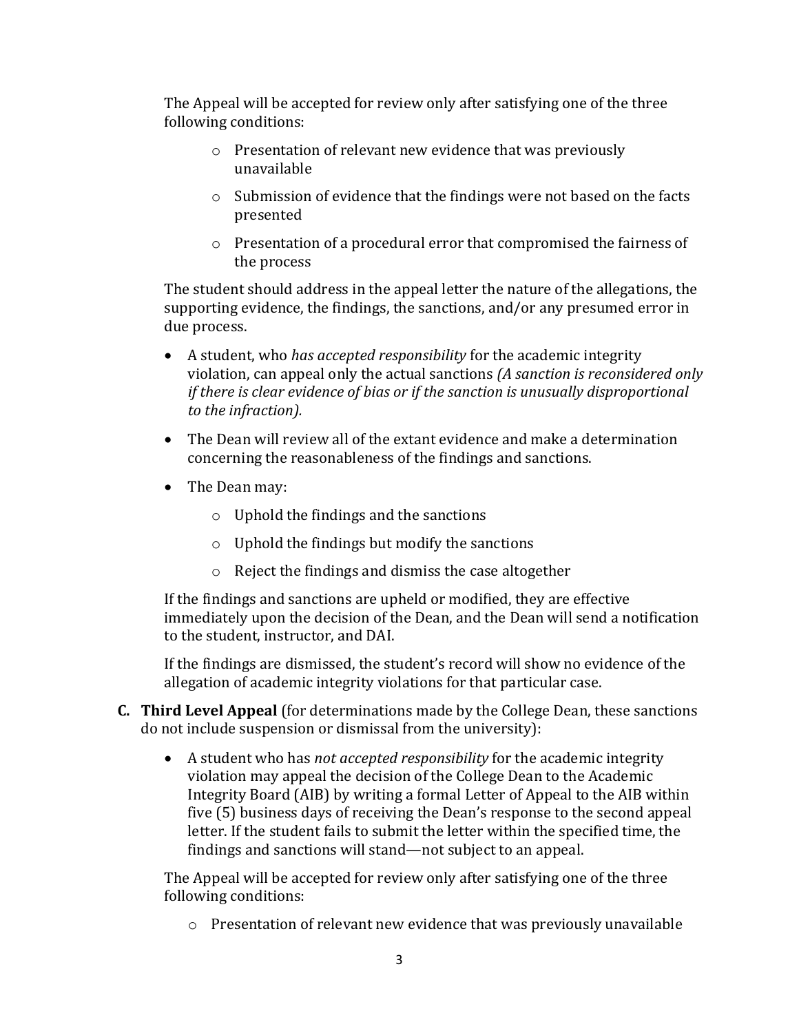The Appeal will be accepted for review only after satisfying one of the three following conditions:

- Presentation of relevant new evidence that was previously unavailable
- Submission of evidence that the findings were not based on the facts presented
- Presentation of a procedural error that compromised the fairness of the process

The student should address in the appeal letter the nature of the allegations, the supporting evidence, the findings, the sanctions, and/or any presumed error in due process.

- A student, who *has accepted responsibility* for the academic integrity violation, can appeal only the actual sanctions *(A sanction is reconsidered only if there is clear evidence of bias or if the sanction is unusually disproportional to the infraction).*
- The Dean will review all of the extant evidence and make a determination concerning the reasonableness of the findings and sanctions.
- The Dean may:
  - Uphold the findings and the sanctions
  - Uphold the findings but modify the sanctions
  - Reject the findings and dismiss the case altogether

If the findings and sanctions are upheld or modified, they are effective immediately upon the decision of the Dean, and the Dean will send a notification to the student, instructor, and DAI.

If the findings are dismissed, the student's record will show no evidence of the allegation of academic integrity violations for that particular case.

**C. Third Level Appeal** (for determinations made by the College Dean, these sanctions do not include suspension or dismissal from the university):

- A student who has *not accepted responsibility* for the academic integrity violation may appeal the decision of the College Dean to the Academic Integrity Board (AIB) by writing a formal Letter of Appeal to the AIB within five (5) business days of receiving the Dean's response to the second appeal letter. If the student fails to submit the letter within the specified time, the findings and sanctions will stand—not subject to an appeal.

The Appeal will be accepted for review only after satisfying one of the three following conditions:

- Presentation of relevant new evidence that was previously unavailable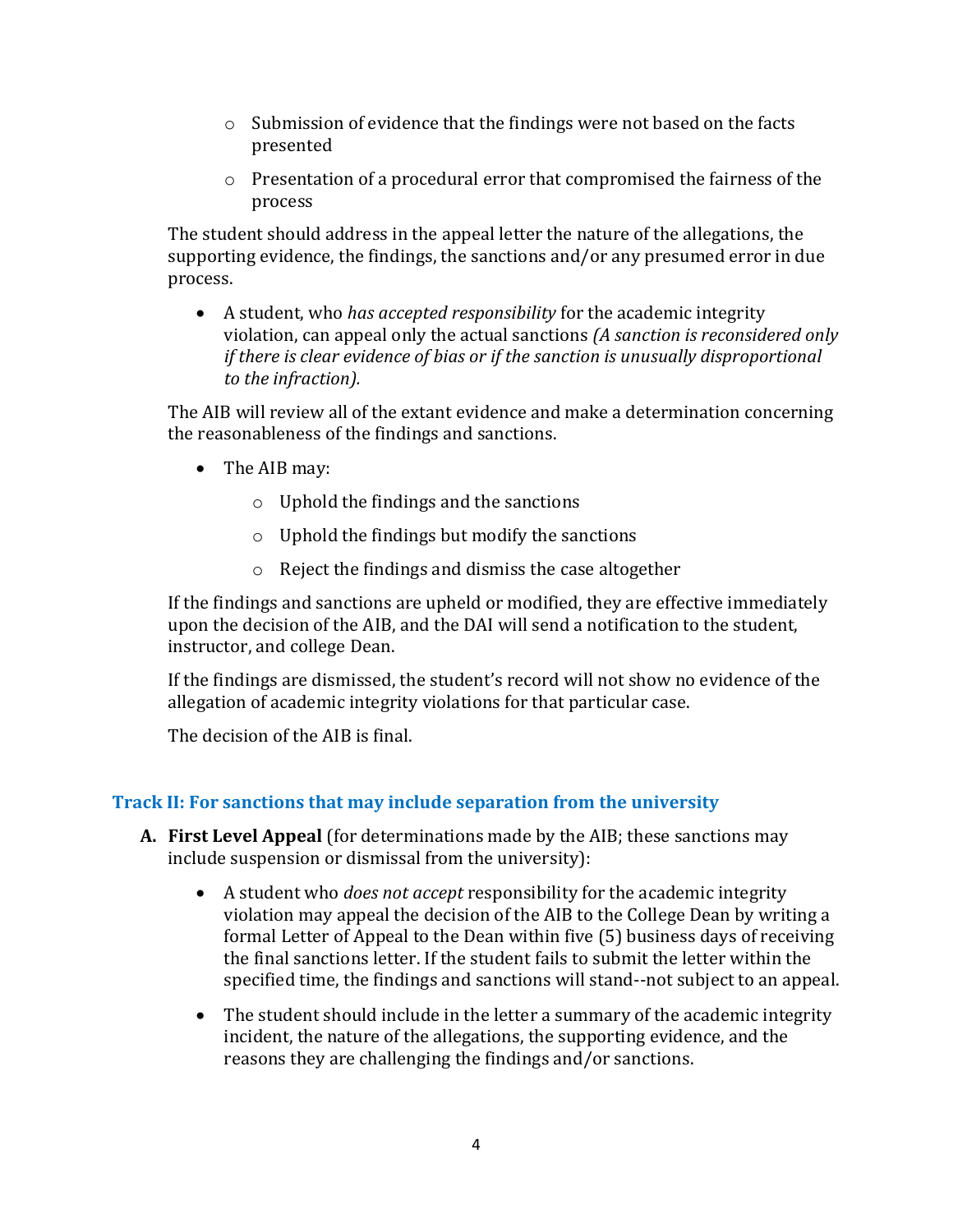- Submission of evidence that the findings were not based on the facts presented
- Presentation of a procedural error that compromised the fairness of the process

The student should address in the appeal letter the nature of the allegations, the supporting evidence, the findings, the sanctions and/or any presumed error in due process.

- A student, who *has accepted responsibility* for the academic integrity violation, can appeal only the actual sanctions *(A sanction is reconsidered only if there is clear evidence of bias or if the sanction is unusually disproportional to the infraction).*

The AIB will review all of the extant evidence and make a determination concerning the reasonableness of the findings and sanctions.

- The AIB may:
  - Uphold the findings and the sanctions
  - Uphold the findings but modify the sanctions
  - Reject the findings and dismiss the case altogether

If the findings and sanctions are upheld or modified, they are effective immediately upon the decision of the AIB, and the DAI will send a notification to the student, instructor, and college Dean.

If the findings are dismissed, the student's record will not show no evidence of the allegation of academic integrity violations for that particular case.

The decision of the AIB is final.

### Track II: For sanctions that may include separation from the university

**A. First Level Appeal** (for determinations made by the AIB; these sanctions may include suspension or dismissal from the university):

- A student who *does not accept* responsibility for the academic integrity violation may appeal the decision of the AIB to the College Dean by writing a formal Letter of Appeal to the Dean within five (5) business days of receiving the final sanctions letter. If the student fails to submit the letter within the specified time, the findings and sanctions will stand--not subject to an appeal.
- The student should include in the letter a summary of the academic integrity incident, the nature of the allegations, the supporting evidence, and the reasons they are challenging the findings and/or sanctions.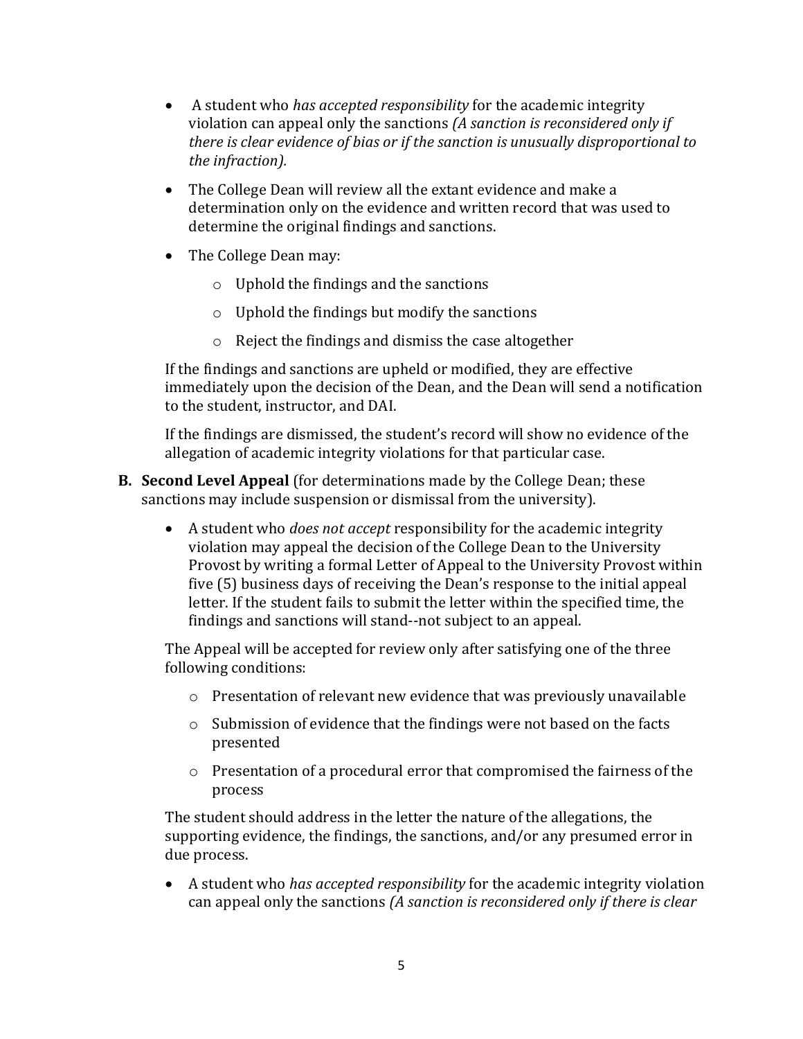- A student who *has accepted responsibility* for the academic integrity violation can appeal only the sanctions *(A sanction is reconsidered only if there is clear evidence of bias or if the sanction is unusually disproportional to the infraction).*

- The College Dean will review all the extant evidence and make a determination only on the evidence and written record that was used to determine the original findings and sanctions.

- The College Dean may:
  - Uphold the findings and the sanctions
  - Uphold the findings but modify the sanctions
  - Reject the findings and dismiss the case altogether

  If the findings and sanctions are upheld or modified, they are effective immediately upon the decision of the Dean, and the Dean will send a notification to the student, instructor, and DAI.

  If the findings are dismissed, the student's record will show no evidence of the allegation of academic integrity violations for that particular case.

**B. Second Level Appeal** (for determinations made by the College Dean; these sanctions may include suspension or dismissal from the university).

- A student who *does not accept* responsibility for the academic integrity violation may appeal the decision of the College Dean to the University Provost by writing a formal Letter of Appeal to the University Provost within five (5) business days of receiving the Dean's response to the initial appeal letter. If the student fails to submit the letter within the specified time, the findings and sanctions will stand--not subject to an appeal.

  The Appeal will be accepted for review only after satisfying one of the three following conditions:

  - Presentation of relevant new evidence that was previously unavailable
  - Submission of evidence that the findings were not based on the facts presented
  - Presentation of a procedural error that compromised the fairness of the process

  The student should address in the letter the nature of the allegations, the supporting evidence, the findings, the sanctions, and/or any presumed error in due process.

- A student who *has accepted responsibility* for the academic integrity violation can appeal only the sanctions *(A sanction is reconsidered only if there is clear*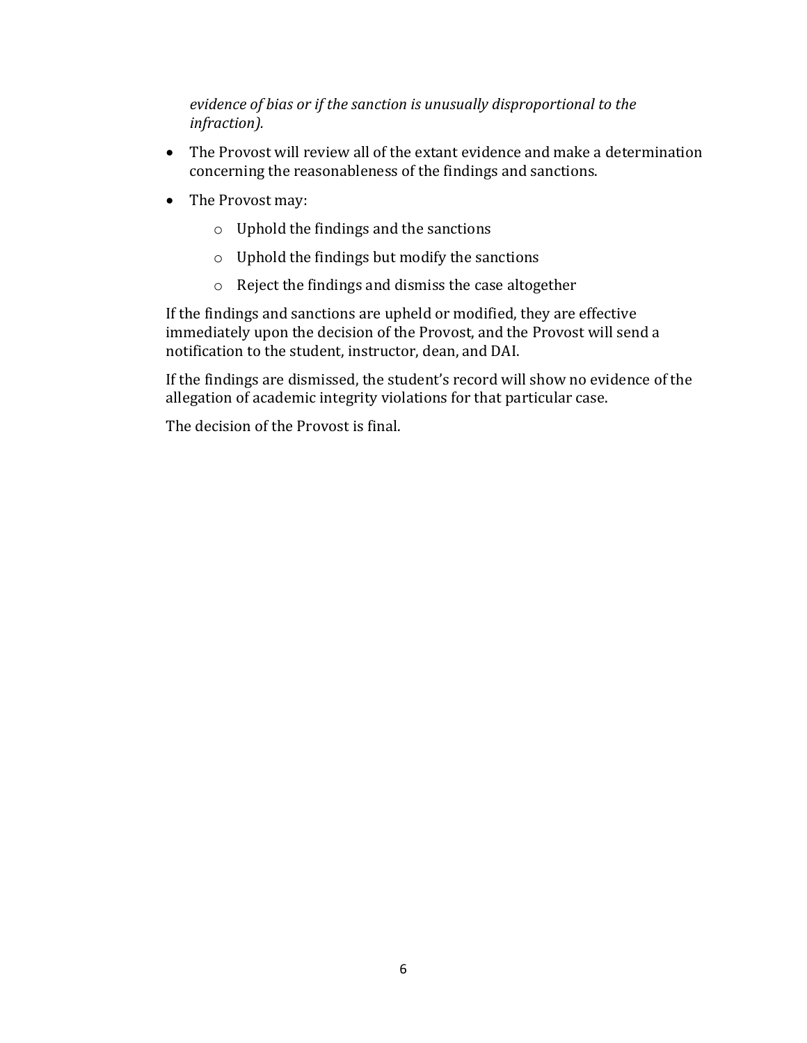*evidence of bias or if the sanction is unusually disproportional to the infraction).*

- The Provost will review all of the extant evidence and make a determination concerning the reasonableness of the findings and sanctions.
- The Provost may:
    - Uphold the findings and the sanctions
    - Uphold the findings but modify the sanctions
    - Reject the findings and dismiss the case altogether

If the findings and sanctions are upheld or modified, they are effective immediately upon the decision of the Provost, and the Provost will send a notification to the student, instructor, dean, and DAI.

If the findings are dismissed, the student's record will show no evidence of the allegation of academic integrity violations for that particular case.

The decision of the Provost is final.